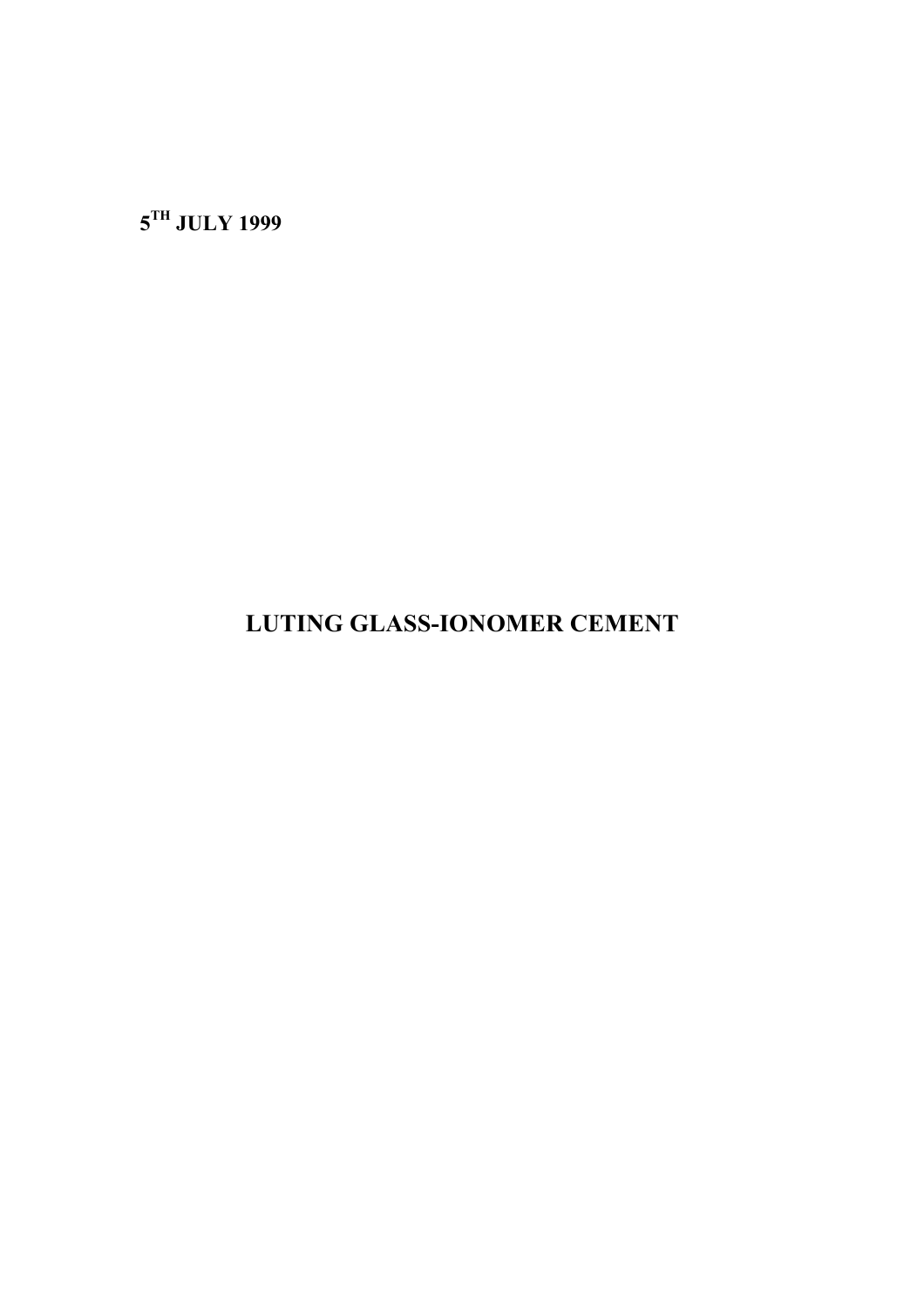**5$^{TH}$ JULY 1999**

# LUTING GLASS-IONOMER CEMENT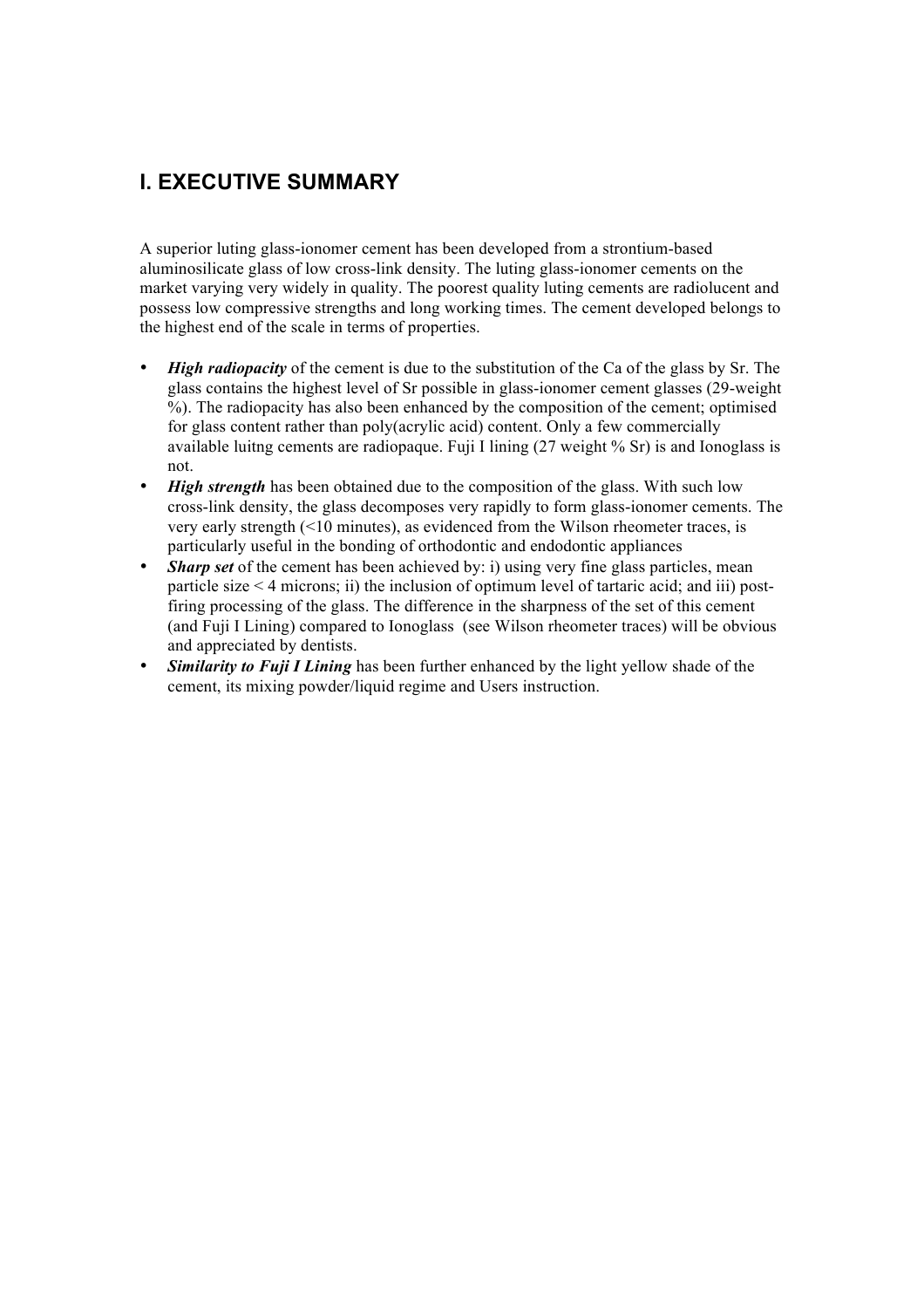# I. EXECUTIVE SUMMARY

A superior luting glass-ionomer cement has been developed from a strontium-based aluminosilicate glass of low cross-link density. The luting glass-ionomer cements on the market varying very widely in quality. The poorest quality luting cements are radiolucent and possess low compressive strengths and long working times. The cement developed belongs to the highest end of the scale in terms of properties.

- ***High radiopacity*** of the cement is due to the substitution of the Ca of the glass by Sr. The glass contains the highest level of Sr possible in glass-ionomer cement glasses (29-weight %). The radiopacity has also been enhanced by the composition of the cement; optimised for glass content rather than poly(acrylic acid) content. Only a few commercially available luitng cements are radiopaque. Fuji I lining (27 weight % Sr) is and Ionoglass is not.
- ***High strength*** has been obtained due to the composition of the glass. With such low cross-link density, the glass decomposes very rapidly to form glass-ionomer cements. The very early strength (<10 minutes), as evidenced from the Wilson rheometer traces, is particularly useful in the bonding of orthodontic and endodontic appliances
- ***Sharp set*** of the cement has been achieved by: i) using very fine glass particles, mean particle size < 4 microns; ii) the inclusion of optimum level of tartaric acid; and iii) post-firing processing of the glass. The difference in the sharpness of the set of this cement (and Fuji I Lining) compared to Ionoglass (see Wilson rheometer traces) will be obvious and appreciated by dentists.
- ***Similarity to Fuji I Lining*** has been further enhanced by the light yellow shade of the cement, its mixing powder/liquid regime and Users instruction.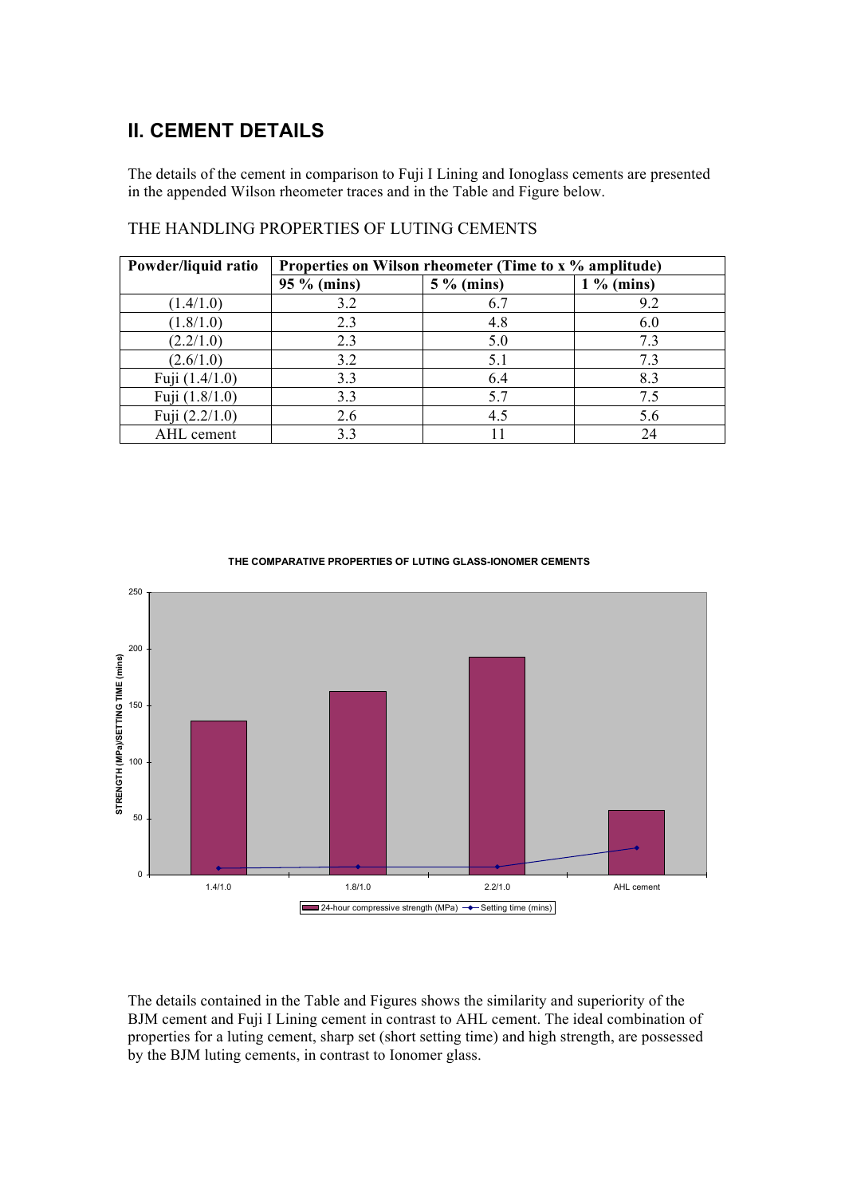## II. CEMENT DETAILS

The details of the cement in comparison to Fuji I Lining and Ionoglass cements are presented in the appended Wilson rheometer traces and in the Table and Figure below.

THE HANDLING PROPERTIES OF LUTING CEMENTS

| Powder/liquid ratio | Properties on Wilson rheometer (Time to x % amplitude) | | |
|---|---|---|---|
| | **95 % (mins)** | **5 % (mins)** | **1 % (mins)** |
| (1.4/1.0) | 3.2 | 6.7 | 9.2 |
| (1.8/1.0) | 2.3 | 4.8 | 6.0 |
| (2.2/1.0) | 2.3 | 5.0 | 7.3 |
| (2.6/1.0) | 3.2 | 5.1 | 7.3 |
| Fuji (1.4/1.0) | 3.3 | 6.4 | 8.3 |
| Fuji (1.8/1.0) | 3.3 | 5.7 | 7.5 |
| Fuji (2.2/1.0) | 2.6 | 4.5 | 5.6 |
| AHL cement | 3.3 | 11 | 24 |

**THE COMPARATIVE PROPERTIES OF LUTING GLASS-IONOMER CEMENTS**

STRENGTH (MPa)/SETTING TIME (mins)

1.4/1.0 | 1.8/1.0 | 2.2/1.0 | AHL cement

24-hour compressive strength (MPa) — Setting time (mins)

The details contained in the Table and Figures shows the similarity and superiority of the BJM cement and Fuji I Lining cement in contrast to AHL cement. The ideal combination of properties for a luting cement, sharp set (short setting time) and high strength, are possessed by the BJM luting cements, in contrast to Ionomer glass.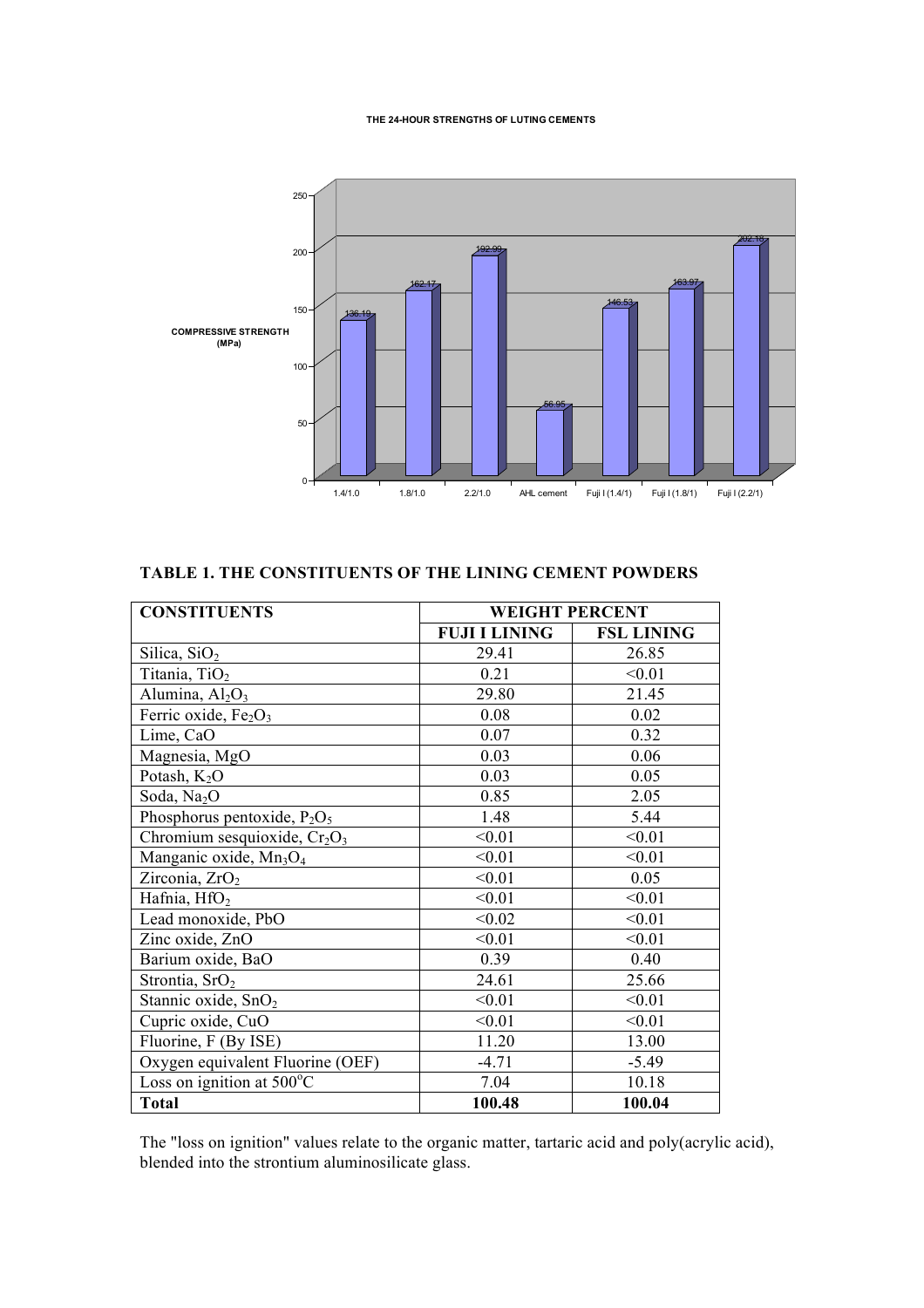**THE 24-HOUR STRENGTHS OF LUTING CEMENTS**

| | COMPRESSIVE STRENGTH (MPa) |
|---|---|
| 1.4/1.0 | 136.19 |
| 1.8/1.0 | 162.17 |
| 2.2/1.0 | 192.99 |
| AHL cement | 56.95 |
| Fuji I (1.4/1) | 146.53 |
| Fuji I (1.8/1) | 163.97 |
| Fuji I (2.2/1) | 202.18 |

## TABLE 1. THE CONSTITUENTS OF THE LINING CEMENT POWDERS

| CONSTITUENTS | WEIGHT PERCENT | |
|---|---|---|
| | **FUJI I LINING** | **FSL LINING** |
| Silica, $SiO_2$ | 29.41 | 26.85 |
| Titania, $TiO_2$ | 0.21 | <0.01 |
| Alumina, $Al_2O_3$ | 29.80 | 21.45 |
| Ferric oxide, $Fe_2O_3$ | 0.08 | 0.02 |
| Lime, CaO | 0.07 | 0.32 |
| Magnesia, MgO | 0.03 | 0.06 |
| Potash, $K_2O$ | 0.03 | 0.05 |
| Soda, $Na_2O$ | 0.85 | 2.05 |
| Phosphorus pentoxide, $P_2O_5$ | 1.48 | 5.44 |
| Chromium sesquioxide, $Cr_2O_3$ | <0.01 | <0.01 |
| Manganic oxide, $Mn_3O_4$ | <0.01 | <0.01 |
| Zirconia, $ZrO_2$ | <0.01 | 0.05 |
| Hafnia, $HfO_2$ | <0.01 | <0.01 |
| Lead monoxide, PbO | <0.02 | <0.01 |
| Zinc oxide, ZnO | <0.01 | <0.01 |
| Barium oxide, BaO | 0.39 | 0.40 |
| Strontia, $SrO_2$ | 24.61 | 25.66 |
| Stannic oxide, $SnO_2$ | <0.01 | <0.01 |
| Cupric oxide, CuO | <0.01 | <0.01 |
| Fluorine, F (By ISE) | 11.20 | 13.00 |
| Oxygen equivalent Fluorine (OEF) | -4.71 | -5.49 |
| Loss on ignition at 500$^{o}$C | 7.04 | 10.18 |
| **Total** | **100.48** | **100.04** |

The "loss on ignition" values relate to the organic matter, tartaric acid and poly(acrylic acid), blended into the strontium aluminosilicate glass.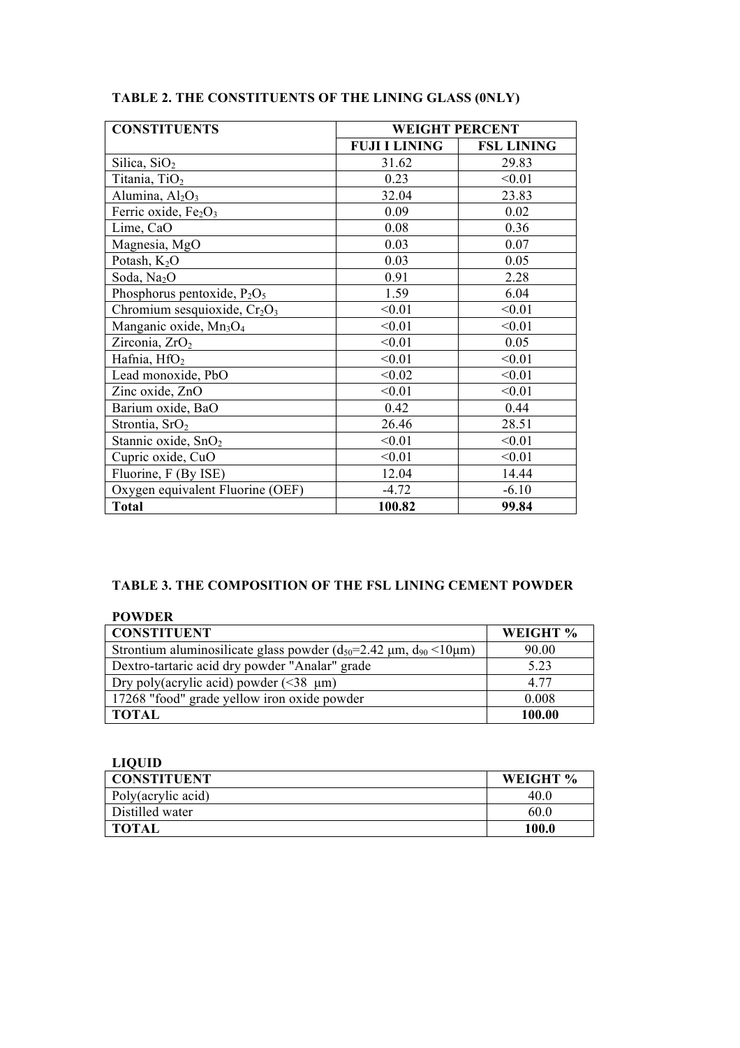**TABLE 2. THE CONSTITUENTS OF THE LINING GLASS (0NLY)**

| CONSTITUENTS | WEIGHT PERCENT | |
|---|---|---|
| | FUJI I LINING | FSL LINING |
| Silica, $SiO_2$ | 31.62 | 29.83 |
| Titania, $TiO_2$ | 0.23 | <0.01 |
| Alumina, $Al_2O_3$ | 32.04 | 23.83 |
| Ferric oxide, $Fe_2O_3$ | 0.09 | 0.02 |
| Lime, CaO | 0.08 | 0.36 |
| Magnesia, MgO | 0.03 | 0.07 |
| Potash, $K_2O$ | 0.03 | 0.05 |
| Soda, $Na_2O$ | 0.91 | 2.28 |
| Phosphorus pentoxide, $P_2O_5$ | 1.59 | 6.04 |
| Chromium sesquioxide, $Cr_2O_3$ | <0.01 | <0.01 |
| Manganic oxide, $Mn_3O_4$ | <0.01 | <0.01 |
| Zirconia, $ZrO_2$ | <0.01 | 0.05 |
| Hafnia, $HfO_2$ | <0.01 | <0.01 |
| Lead monoxide, PbO | <0.02 | <0.01 |
| Zinc oxide, ZnO | <0.01 | <0.01 |
| Barium oxide, BaO | 0.42 | 0.44 |
| Strontia, $SrO_2$ | 26.46 | 28.51 |
| Stannic oxide, $SnO_2$ | <0.01 | <0.01 |
| Cupric oxide, CuO | <0.01 | <0.01 |
| Fluorine, F (By ISE) | 12.04 | 14.44 |
| Oxygen equivalent Fluorine (OEF) | -4.72 | -6.10 |
| **Total** | **100.82** | **99.84** |

**TABLE 3. THE COMPOSITION OF THE FSL LINING CEMENT POWDER**

**POWDER**

| CONSTITUENT | WEIGHT % |
|---|---|
| Strontium aluminosilicate glass powder ($d_{50}$=2.42 μm, $d_{90}$ <10μm) | 90.00 |
| Dextro-tartaric acid dry powder "Analar" grade | 5.23 |
| Dry poly(acrylic acid) powder (<38 μm) | 4.77 |
| 17268 "food" grade yellow iron oxide powder | 0.008 |
| **TOTAL** | **100.00** |

**LIQUID**

| CONSTITUENT | WEIGHT % |
|---|---|
| Poly(acrylic acid) | 40.0 |
| Distilled water | 60.0 |
| **TOTAL** | **100.0** |